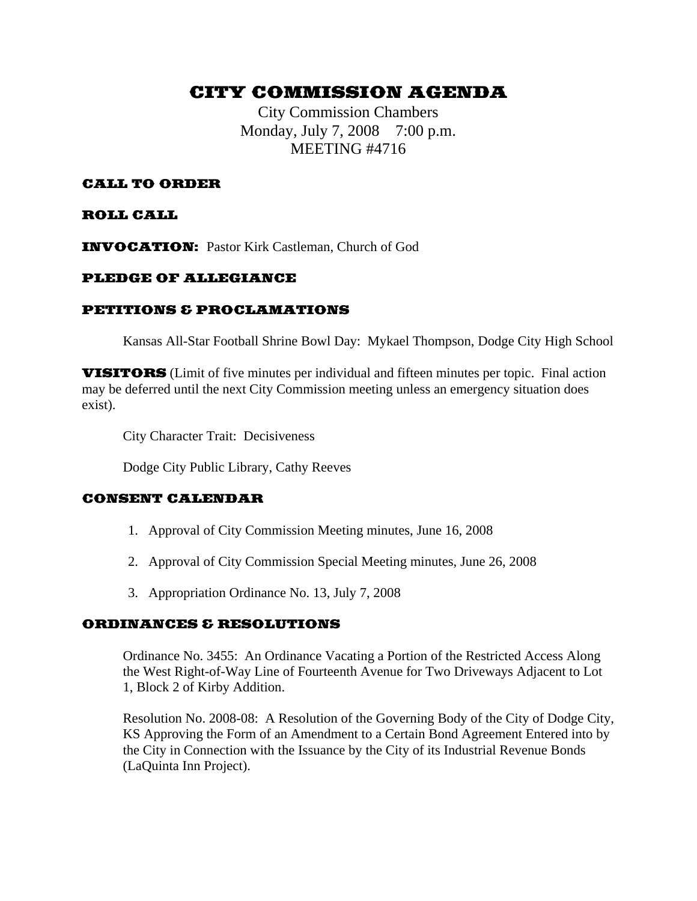# CITY COMMISSION AGENDA

City Commission Chambers
Monday, July 7, 2008    7:00 p.m.
MEETING #4716

## CALL TO ORDER

## ROLL CALL

**INVOCATION:** Pastor Kirk Castleman, Church of God

## PLEDGE OF ALLEGIANCE

## PETITIONS & PROCLAMATIONS

Kansas All-Star Football Shrine Bowl Day: Mykael Thompson, Dodge City High School

**VISITORS** (Limit of five minutes per individual and fifteen minutes per topic. Final action may be deferred until the next City Commission meeting unless an emergency situation does exist).

City Character Trait: Decisiveness

Dodge City Public Library, Cathy Reeves

## CONSENT CALENDAR

1. Approval of City Commission Meeting minutes, June 16, 2008
2. Approval of City Commission Special Meeting minutes, June 26, 2008
3. Appropriation Ordinance No. 13, July 7, 2008

## ORDINANCES & RESOLUTIONS

Ordinance No. 3455: An Ordinance Vacating a Portion of the Restricted Access Along the West Right-of-Way Line of Fourteenth Avenue for Two Driveways Adjacent to Lot 1, Block 2 of Kirby Addition.

Resolution No. 2008-08: A Resolution of the Governing Body of the City of Dodge City, KS Approving the Form of an Amendment to a Certain Bond Agreement Entered into by the City in Connection with the Issuance by the City of its Industrial Revenue Bonds (LaQuinta Inn Project).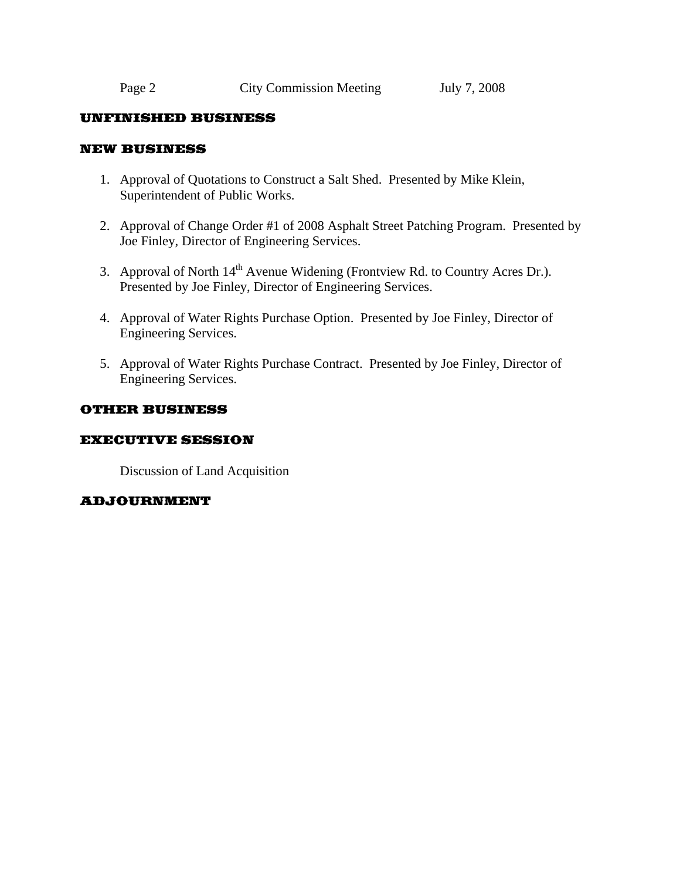## UNFINISHED BUSINESS

## NEW BUSINESS

1. Approval of Quotations to Construct a Salt Shed. Presented by Mike Klein, Superintendent of Public Works.

2. Approval of Change Order #1 of 2008 Asphalt Street Patching Program. Presented by Joe Finley, Director of Engineering Services.

3. Approval of North 14th Avenue Widening (Frontview Rd. to Country Acres Dr.). Presented by Joe Finley, Director of Engineering Services.

4. Approval of Water Rights Purchase Option. Presented by Joe Finley, Director of Engineering Services.

5. Approval of Water Rights Purchase Contract. Presented by Joe Finley, Director of Engineering Services.

## OTHER BUSINESS

## EXECUTIVE SESSION

Discussion of Land Acquisition

## ADJOURNMENT